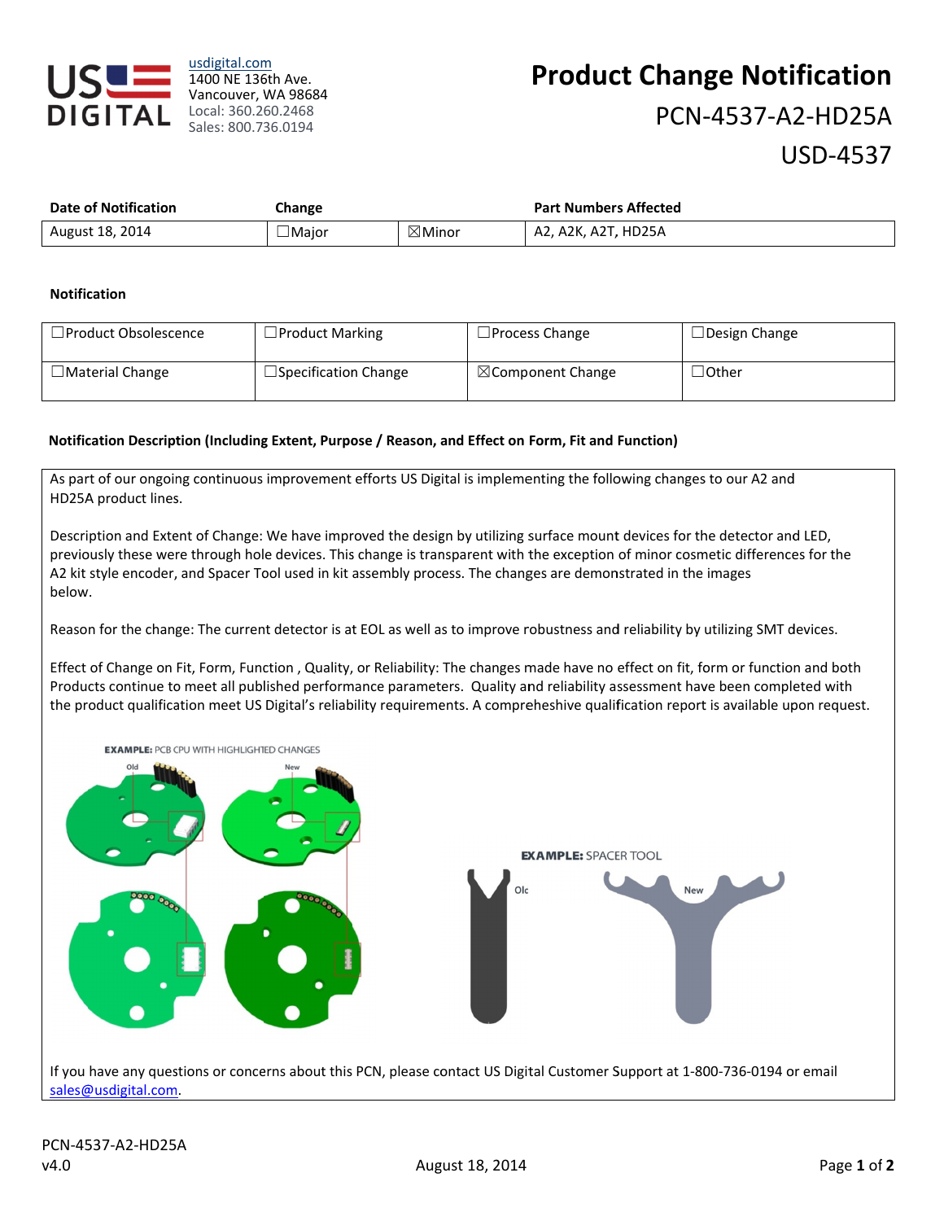usdigital.com
1400 NE 136th Ave.
Vancouver, WA 98684
Local: 360.260.2468
Sales: 800.736.0194

# Product Change Notification

## PCN-4537-A2-HD25A

## USD-4537

| Date of Notification | Change | | Part Numbers Affected |
| --- | --- | --- | --- |
| August 18, 2014 | ☐Major | ☒Minor | A2, A2K, A2T, HD25A |

**Notification**

| | | | |
| --- | --- | --- | --- |
| ☐Product Obsolescence | ☐Product Marking | ☐Process Change | ☐Design Change |
| ☐Material Change | ☐Specification Change | ☒Component Change | ☐Other |

**Notification Description (Including Extent, Purpose / Reason, and Effect on Form, Fit and Function)**

As part of our ongoing continuous improvement efforts US Digital is implementing the following changes to our A2 and HD25A product lines.

Description and Extent of Change: We have improved the design by utilizing surface mount devices for the detector and LED, previously these were through hole devices. This change is transparent with the exception of minor cosmetic differences for the A2 kit style encoder, and Spacer Tool used in kit assembly process. The changes are demonstrated in the images below.

Reason for the change: The current detector is at EOL as well as to improve robustness and reliability by utilizing SMT devices.

Effect of Change on Fit, Form, Function , Quality, or Reliability: The changes made have no effect on fit, form or function and both Products continue to meet all published performance parameters. Quality and reliability assessment have been completed with the product qualification meet US Digital's reliability requirements. A compreheshive qualification report is available upon request.

**EXAMPLE:** PCB CPU WITH HIGHLIGHTED CHANGES

Old | New

**EXAMPLE:** SPACER TOOL

Old | New

If you have any questions or concerns about this PCN, please contact US Digital Customer Support at 1-800-736-0194 or email sales@usdigital.com.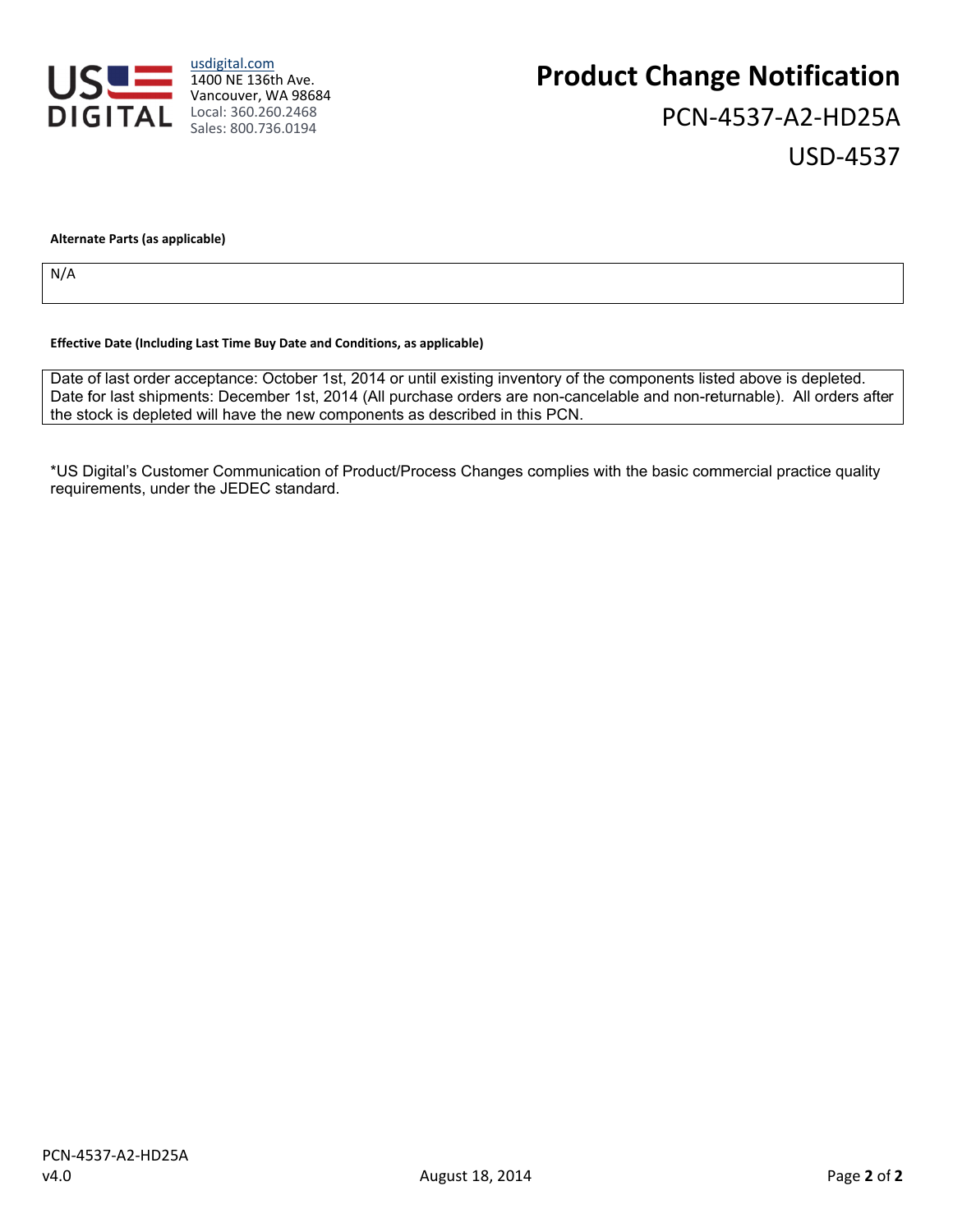**Alternate Parts (as applicable)**

N/A

**Effective Date (Including Last Time Buy Date and Conditions, as applicable)**

Date of last order acceptance: October 1st, 2014 or until existing inventory of the components listed above is depleted. Date for last shipments: December 1st, 2014 (All purchase orders are non-cancelable and non-returnable). All orders after the stock is depleted will have the new components as described in this PCN.

*US Digital's Customer Communication of Product/Process Changes complies with the basic commercial practice quality requirements, under the JEDEC standard.